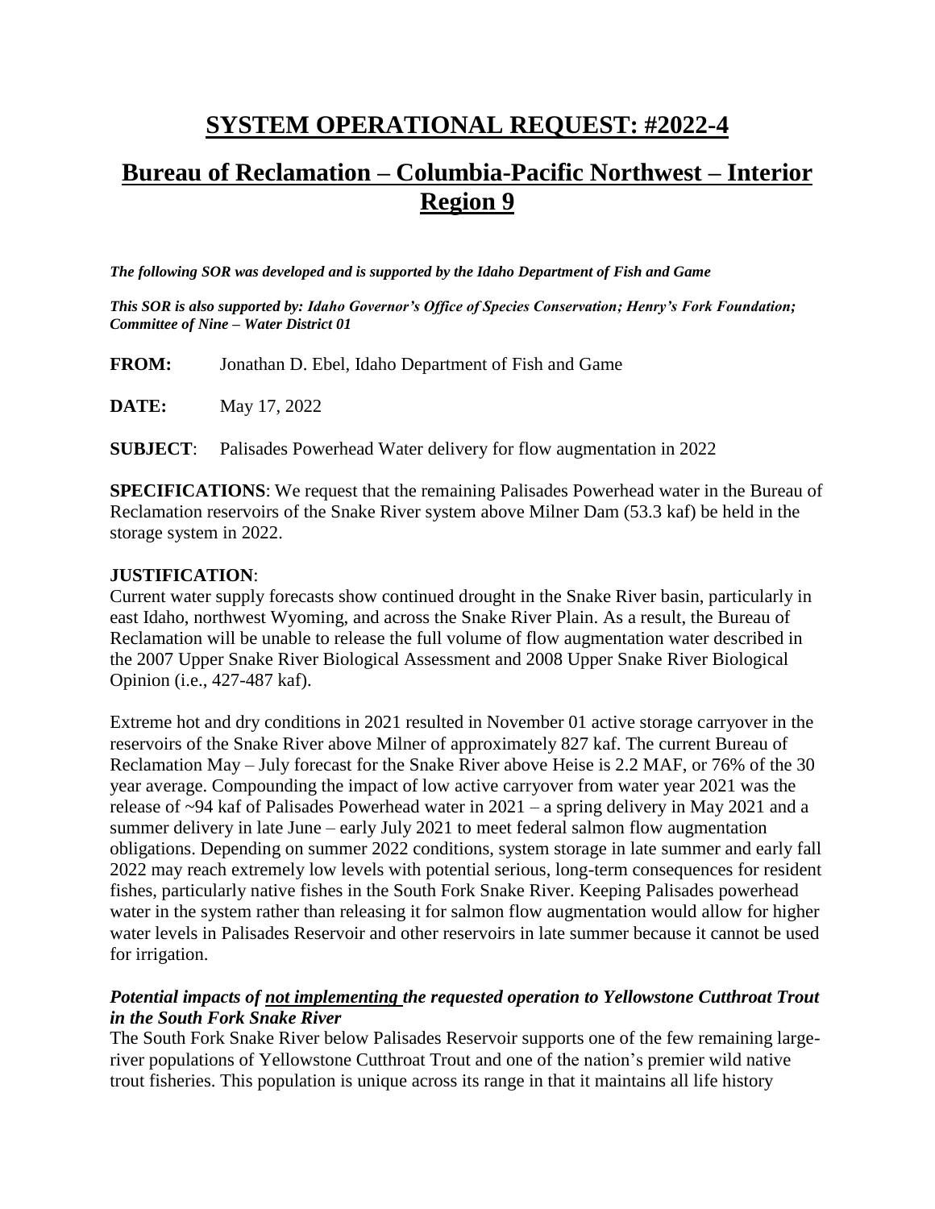# SYSTEM OPERATIONAL REQUEST: #2022-4

# Bureau of Reclamation – Columbia-Pacific Northwest – Interior Region 9

***The following SOR was developed and is supported by the Idaho Department of Fish and Game***

***This SOR is also supported by: Idaho Governor's Office of Species Conservation; Henry's Fork Foundation; Committee of Nine – Water District 01***

**FROM:** Jonathan D. Ebel, Idaho Department of Fish and Game

**DATE:** May 17, 2022

**SUBJECT**: Palisades Powerhead Water delivery for flow augmentation in 2022

**SPECIFICATIONS**: We request that the remaining Palisades Powerhead water in the Bureau of Reclamation reservoirs of the Snake River system above Milner Dam (53.3 kaf) be held in the storage system in 2022.

**JUSTIFICATION**:

Current water supply forecasts show continued drought in the Snake River basin, particularly in east Idaho, northwest Wyoming, and across the Snake River Plain. As a result, the Bureau of Reclamation will be unable to release the full volume of flow augmentation water described in the 2007 Upper Snake River Biological Assessment and 2008 Upper Snake River Biological Opinion (i.e., 427-487 kaf).

Extreme hot and dry conditions in 2021 resulted in November 01 active storage carryover in the reservoirs of the Snake River above Milner of approximately 827 kaf. The current Bureau of Reclamation May – July forecast for the Snake River above Heise is 2.2 MAF, or 76% of the 30 year average. Compounding the impact of low active carryover from water year 2021 was the release of ~94 kaf of Palisades Powerhead water in 2021 – a spring delivery in May 2021 and a summer delivery in late June – early July 2021 to meet federal salmon flow augmentation obligations. Depending on summer 2022 conditions, system storage in late summer and early fall 2022 may reach extremely low levels with potential serious, long-term consequences for resident fishes, particularly native fishes in the South Fork Snake River. Keeping Palisades powerhead water in the system rather than releasing it for salmon flow augmentation would allow for higher water levels in Palisades Reservoir and other reservoirs in late summer because it cannot be used for irrigation.

***Potential impacts of not implementing the requested operation to Yellowstone Cutthroat Trout in the South Fork Snake River***

The South Fork Snake River below Palisades Reservoir supports one of the few remaining large-river populations of Yellowstone Cutthroat Trout and one of the nation's premier wild native trout fisheries. This population is unique across its range in that it maintains all life history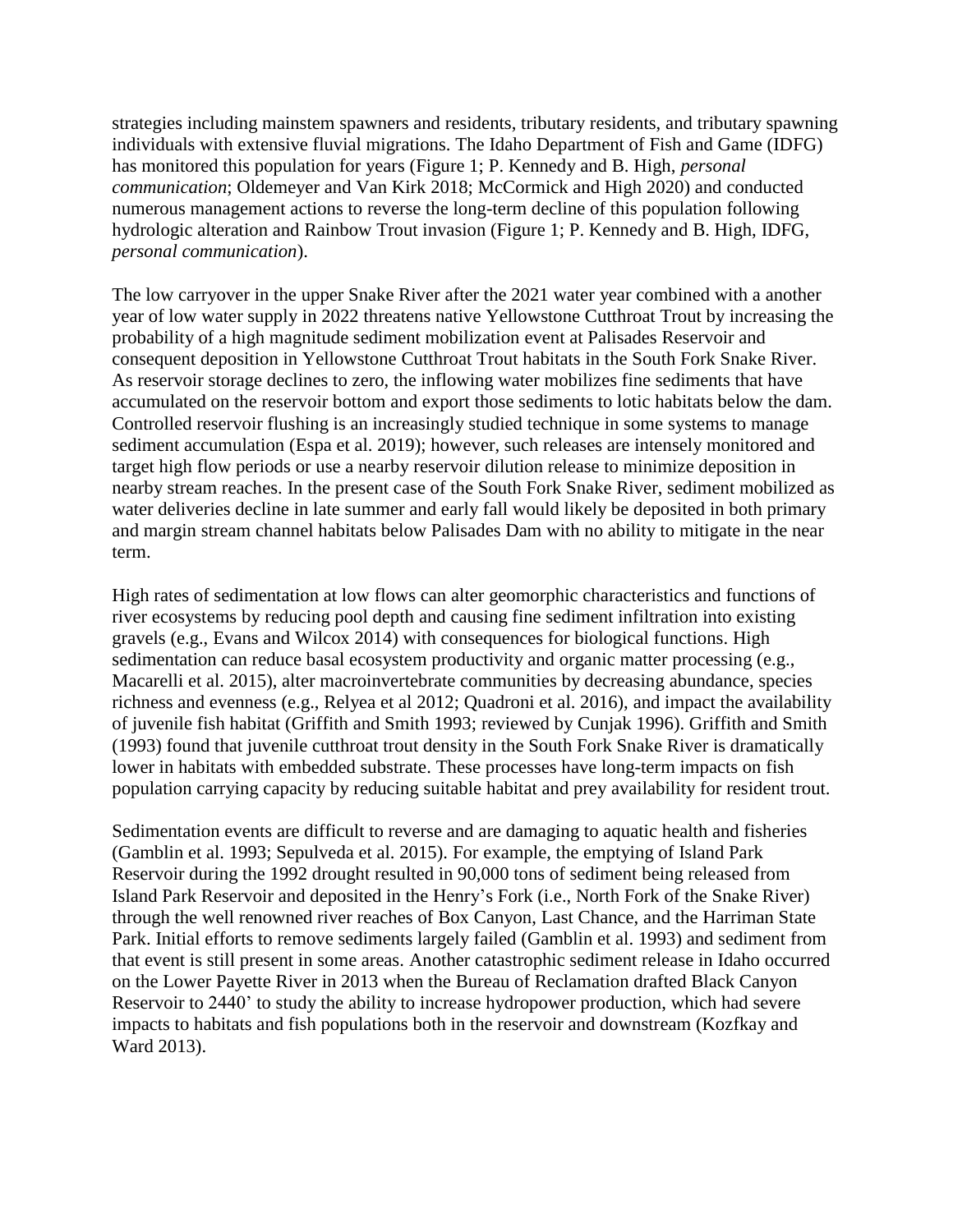strategies including mainstem spawners and residents, tributary residents, and tributary spawning individuals with extensive fluvial migrations. The Idaho Department of Fish and Game (IDFG) has monitored this population for years (Figure 1; P. Kennedy and B. High, *personal communication*; Oldemeyer and Van Kirk 2018; McCormick and High 2020) and conducted numerous management actions to reverse the long-term decline of this population following hydrologic alteration and Rainbow Trout invasion (Figure 1; P. Kennedy and B. High, IDFG, *personal communication*).

The low carryover in the upper Snake River after the 2021 water year combined with a another year of low water supply in 2022 threatens native Yellowstone Cutthroat Trout by increasing the probability of a high magnitude sediment mobilization event at Palisades Reservoir and consequent deposition in Yellowstone Cutthroat Trout habitats in the South Fork Snake River. As reservoir storage declines to zero, the inflowing water mobilizes fine sediments that have accumulated on the reservoir bottom and export those sediments to lotic habitats below the dam. Controlled reservoir flushing is an increasingly studied technique in some systems to manage sediment accumulation (Espa et al. 2019); however, such releases are intensely monitored and target high flow periods or use a nearby reservoir dilution release to minimize deposition in nearby stream reaches. In the present case of the South Fork Snake River, sediment mobilized as water deliveries decline in late summer and early fall would likely be deposited in both primary and margin stream channel habitats below Palisades Dam with no ability to mitigate in the near term.

High rates of sedimentation at low flows can alter geomorphic characteristics and functions of river ecosystems by reducing pool depth and causing fine sediment infiltration into existing gravels (e.g., Evans and Wilcox 2014) with consequences for biological functions. High sedimentation can reduce basal ecosystem productivity and organic matter processing (e.g., Macarelli et al. 2015), alter macroinvertebrate communities by decreasing abundance, species richness and evenness (e.g., Relyea et al 2012; Quadroni et al. 2016), and impact the availability of juvenile fish habitat (Griffith and Smith 1993; reviewed by Cunjak 1996). Griffith and Smith (1993) found that juvenile cutthroat trout density in the South Fork Snake River is dramatically lower in habitats with embedded substrate. These processes have long-term impacts on fish population carrying capacity by reducing suitable habitat and prey availability for resident trout.

Sedimentation events are difficult to reverse and are damaging to aquatic health and fisheries (Gamblin et al. 1993; Sepulveda et al. 2015). For example, the emptying of Island Park Reservoir during the 1992 drought resulted in 90,000 tons of sediment being released from Island Park Reservoir and deposited in the Henry's Fork (i.e., North Fork of the Snake River) through the well renowned river reaches of Box Canyon, Last Chance, and the Harriman State Park. Initial efforts to remove sediments largely failed (Gamblin et al. 1993) and sediment from that event is still present in some areas. Another catastrophic sediment release in Idaho occurred on the Lower Payette River in 2013 when the Bureau of Reclamation drafted Black Canyon Reservoir to 2440' to study the ability to increase hydropower production, which had severe impacts to habitats and fish populations both in the reservoir and downstream (Kozfkay and Ward 2013).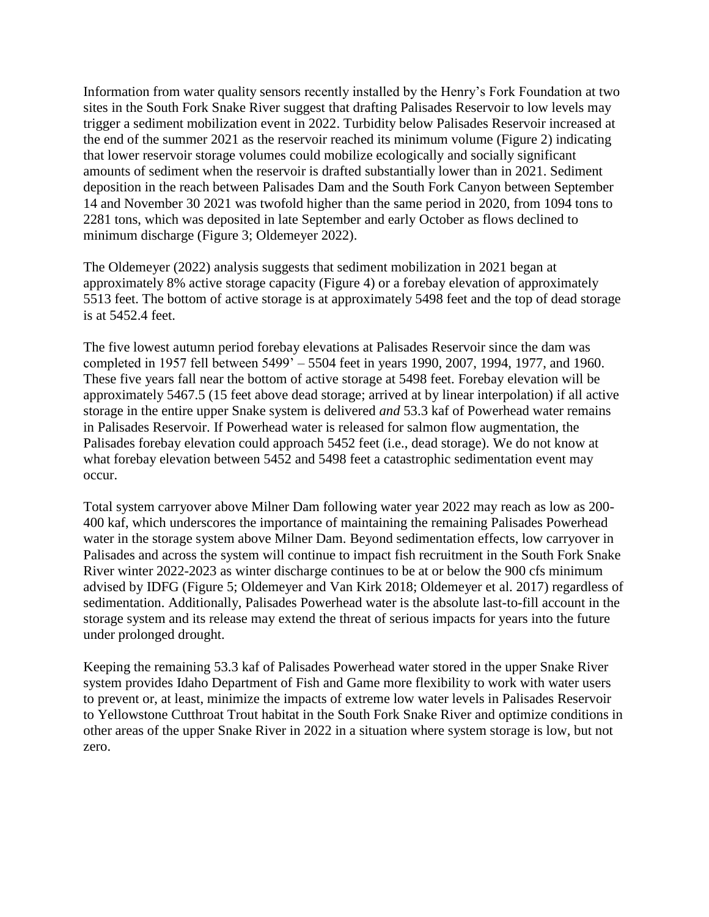Information from water quality sensors recently installed by the Henry's Fork Foundation at two sites in the South Fork Snake River suggest that drafting Palisades Reservoir to low levels may trigger a sediment mobilization event in 2022. Turbidity below Palisades Reservoir increased at the end of the summer 2021 as the reservoir reached its minimum volume (Figure 2) indicating that lower reservoir storage volumes could mobilize ecologically and socially significant amounts of sediment when the reservoir is drafted substantially lower than in 2021. Sediment deposition in the reach between Palisades Dam and the South Fork Canyon between September 14 and November 30 2021 was twofold higher than the same period in 2020, from 1094 tons to 2281 tons, which was deposited in late September and early October as flows declined to minimum discharge (Figure 3; Oldemeyer 2022).

The Oldemeyer (2022) analysis suggests that sediment mobilization in 2021 began at approximately 8% active storage capacity (Figure 4) or a forebay elevation of approximately 5513 feet. The bottom of active storage is at approximately 5498 feet and the top of dead storage is at 5452.4 feet.

The five lowest autumn period forebay elevations at Palisades Reservoir since the dam was completed in 1957 fell between 5499' – 5504 feet in years 1990, 2007, 1994, 1977, and 1960. These five years fall near the bottom of active storage at 5498 feet. Forebay elevation will be approximately 5467.5 (15 feet above dead storage; arrived at by linear interpolation) if all active storage in the entire upper Snake system is delivered *and* 53.3 kaf of Powerhead water remains in Palisades Reservoir. If Powerhead water is released for salmon flow augmentation, the Palisades forebay elevation could approach 5452 feet (i.e., dead storage). We do not know at what forebay elevation between 5452 and 5498 feet a catastrophic sedimentation event may occur.

Total system carryover above Milner Dam following water year 2022 may reach as low as 200-400 kaf, which underscores the importance of maintaining the remaining Palisades Powerhead water in the storage system above Milner Dam. Beyond sedimentation effects, low carryover in Palisades and across the system will continue to impact fish recruitment in the South Fork Snake River winter 2022-2023 as winter discharge continues to be at or below the 900 cfs minimum advised by IDFG (Figure 5; Oldemeyer and Van Kirk 2018; Oldemeyer et al. 2017) regardless of sedimentation. Additionally, Palisades Powerhead water is the absolute last-to-fill account in the storage system and its release may extend the threat of serious impacts for years into the future under prolonged drought.

Keeping the remaining 53.3 kaf of Palisades Powerhead water stored in the upper Snake River system provides Idaho Department of Fish and Game more flexibility to work with water users to prevent or, at least, minimize the impacts of extreme low water levels in Palisades Reservoir to Yellowstone Cutthroat Trout habitat in the South Fork Snake River and optimize conditions in other areas of the upper Snake River in 2022 in a situation where system storage is low, but not zero.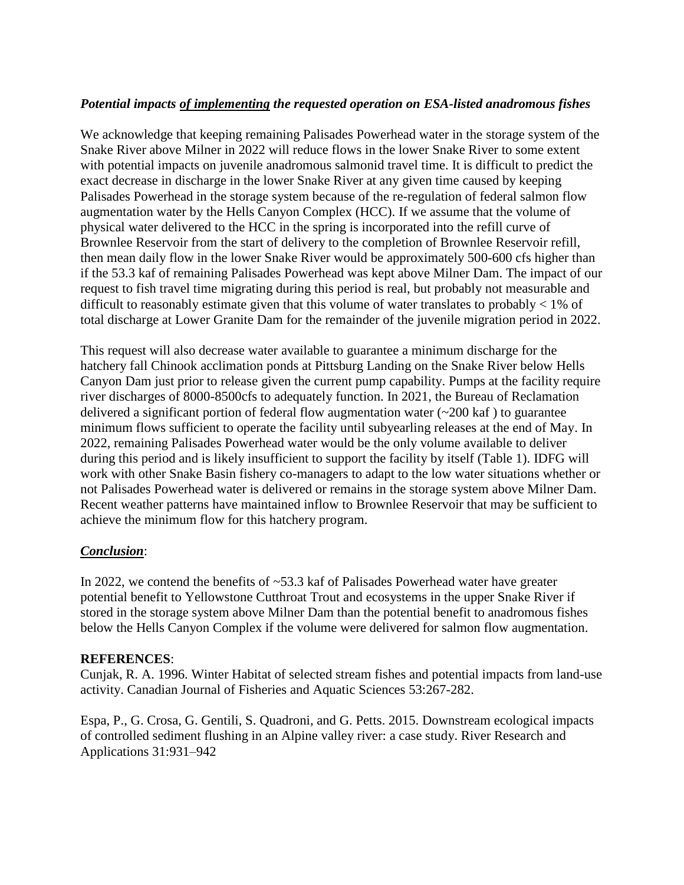***Potential impacts of implementing the requested operation on ESA-listed anadromous fishes***

We acknowledge that keeping remaining Palisades Powerhead water in the storage system of the Snake River above Milner in 2022 will reduce flows in the lower Snake River to some extent with potential impacts on juvenile anadromous salmonid travel time. It is difficult to predict the exact decrease in discharge in the lower Snake River at any given time caused by keeping Palisades Powerhead in the storage system because of the re-regulation of federal salmon flow augmentation water by the Hells Canyon Complex (HCC). If we assume that the volume of physical water delivered to the HCC in the spring is incorporated into the refill curve of Brownlee Reservoir from the start of delivery to the completion of Brownlee Reservoir refill, then mean daily flow in the lower Snake River would be approximately 500-600 cfs higher than if the 53.3 kaf of remaining Palisades Powerhead was kept above Milner Dam. The impact of our request to fish travel time migrating during this period is real, but probably not measurable and difficult to reasonably estimate given that this volume of water translates to probably < 1% of total discharge at Lower Granite Dam for the remainder of the juvenile migration period in 2022.

This request will also decrease water available to guarantee a minimum discharge for the hatchery fall Chinook acclimation ponds at Pittsburg Landing on the Snake River below Hells Canyon Dam just prior to release given the current pump capability. Pumps at the facility require river discharges of 8000-8500cfs to adequately function. In 2021, the Bureau of Reclamation delivered a significant portion of federal flow augmentation water (~200 kaf ) to guarantee minimum flows sufficient to operate the facility until subyearling releases at the end of May. In 2022, remaining Palisades Powerhead water would be the only volume available to deliver during this period and is likely insufficient to support the facility by itself (Table 1). IDFG will work with other Snake Basin fishery co-managers to adapt to the low water situations whether or not Palisades Powerhead water is delivered or remains in the storage system above Milner Dam. Recent weather patterns have maintained inflow to Brownlee Reservoir that may be sufficient to achieve the minimum flow for this hatchery program.

***Conclusion***:

In 2022, we contend the benefits of ~53.3 kaf of Palisades Powerhead water have greater potential benefit to Yellowstone Cutthroat Trout and ecosystems in the upper Snake River if stored in the storage system above Milner Dam than the potential benefit to anadromous fishes below the Hells Canyon Complex if the volume were delivered for salmon flow augmentation.

**REFERENCES**:

Cunjak, R. A. 1996. Winter Habitat of selected stream fishes and potential impacts from land-use activity. Canadian Journal of Fisheries and Aquatic Sciences 53:267-282.

Espa, P., G. Crosa, G. Gentili, S. Quadroni, and G. Petts. 2015. Downstream ecological impacts of controlled sediment flushing in an Alpine valley river: a case study. River Research and Applications 31:931–942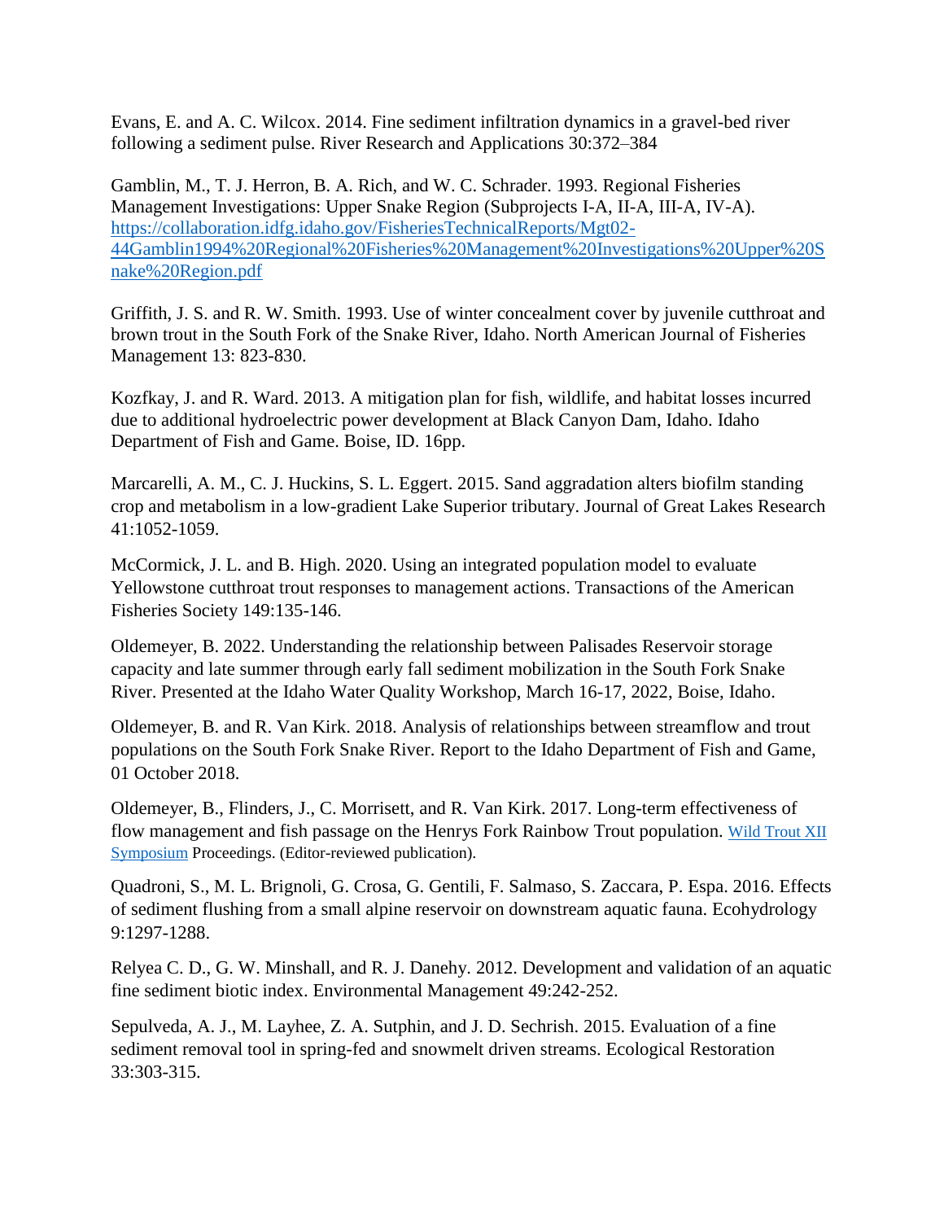Evans, E. and A. C. Wilcox. 2014. Fine sediment infiltration dynamics in a gravel-bed river following a sediment pulse. River Research and Applications 30:372–384

Gamblin, M., T. J. Herron, B. A. Rich, and W. C. Schrader. 1993. Regional Fisheries Management Investigations: Upper Snake Region (Subprojects I-A, II-A, III-A, IV-A). https://collaboration.idfg.idaho.gov/FisheriesTechnicalReports/Mgt02-44Gamblin1994%20Regional%20Fisheries%20Management%20Investigations%20Upper%20Snake%20Region.pdf

Griffith, J. S. and R. W. Smith. 1993. Use of winter concealment cover by juvenile cutthroat and brown trout in the South Fork of the Snake River, Idaho. North American Journal of Fisheries Management 13: 823-830.

Kozfkay, J. and R. Ward. 2013. A mitigation plan for fish, wildlife, and habitat losses incurred due to additional hydroelectric power development at Black Canyon Dam, Idaho. Idaho Department of Fish and Game. Boise, ID. 16pp.

Marcarelli, A. M., C. J. Huckins, S. L. Eggert. 2015. Sand aggradation alters biofilm standing crop and metabolism in a low-gradient Lake Superior tributary. Journal of Great Lakes Research 41:1052-1059.

McCormick, J. L. and B. High. 2020. Using an integrated population model to evaluate Yellowstone cutthroat trout responses to management actions. Transactions of the American Fisheries Society 149:135-146.

Oldemeyer, B. 2022. Understanding the relationship between Palisades Reservoir storage capacity and late summer through early fall sediment mobilization in the South Fork Snake River. Presented at the Idaho Water Quality Workshop, March 16-17, 2022, Boise, Idaho.

Oldemeyer, B. and R. Van Kirk. 2018. Analysis of relationships between streamflow and trout populations on the South Fork Snake River. Report to the Idaho Department of Fish and Game, 01 October 2018.

Oldemeyer, B., Flinders, J., C. Morrisett, and R. Van Kirk. 2017. Long-term effectiveness of flow management and fish passage on the Henrys Fork Rainbow Trout population. Wild Trout XII Symposium Proceedings. (Editor-reviewed publication).

Quadroni, S., M. L. Brignoli, G. Crosa, G. Gentili, F. Salmaso, S. Zaccara, P. Espa. 2016. Effects of sediment flushing from a small alpine reservoir on downstream aquatic fauna. Ecohydrology 9:1297-1288.

Relyea C. D., G. W. Minshall, and R. J. Danehy. 2012. Development and validation of an aquatic fine sediment biotic index. Environmental Management 49:242-252.

Sepulveda, A. J., M. Layhee, Z. A. Sutphin, and J. D. Sechrish. 2015. Evaluation of a fine sediment removal tool in spring-fed and snowmelt driven streams. Ecological Restoration 33:303-315.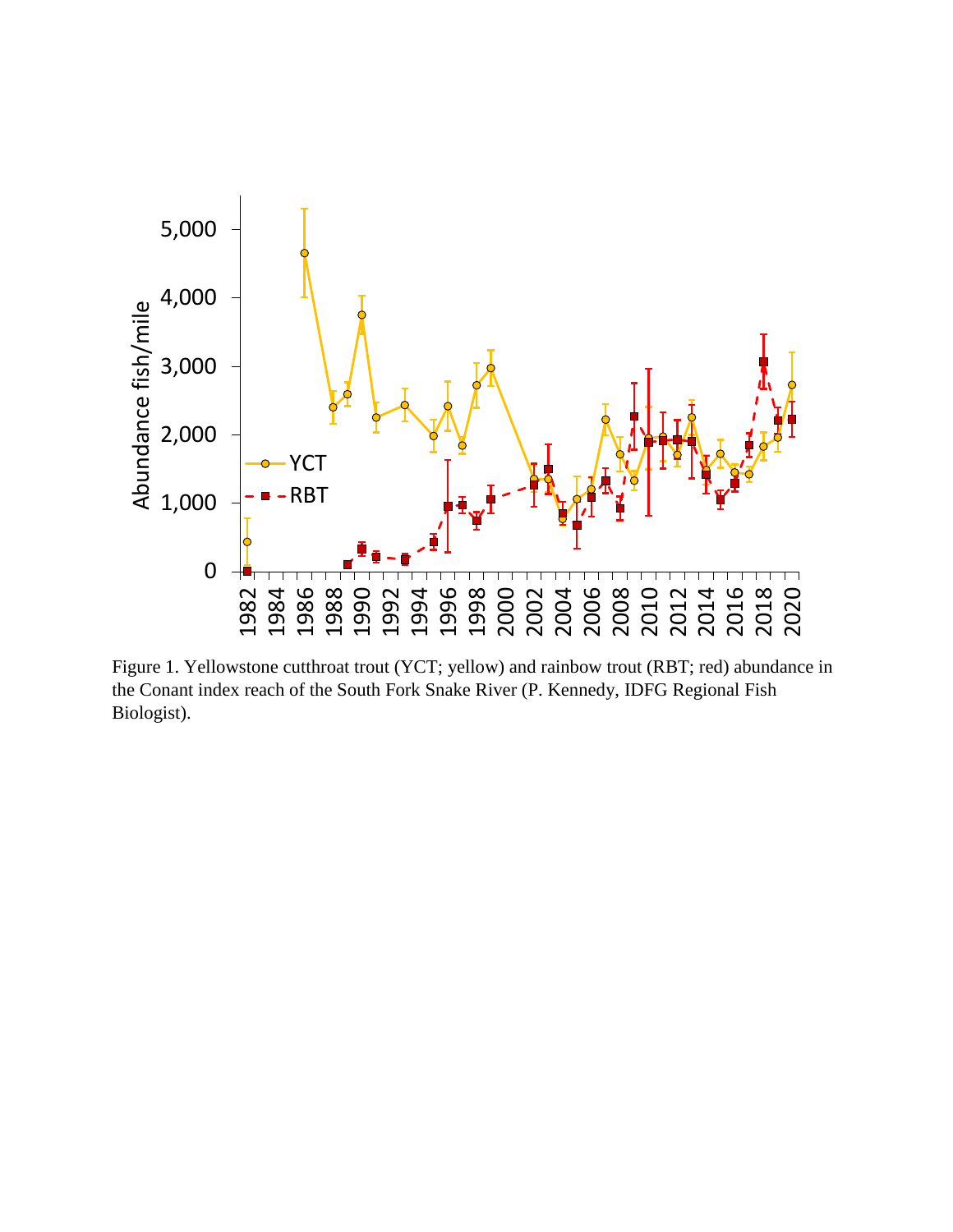Figure 1. Yellowstone cutthroat trout (YCT; yellow) and rainbow trout (RBT; red) abundance in the Conant index reach of the South Fork Snake River (P. Kennedy, IDFG Regional Fish Biologist).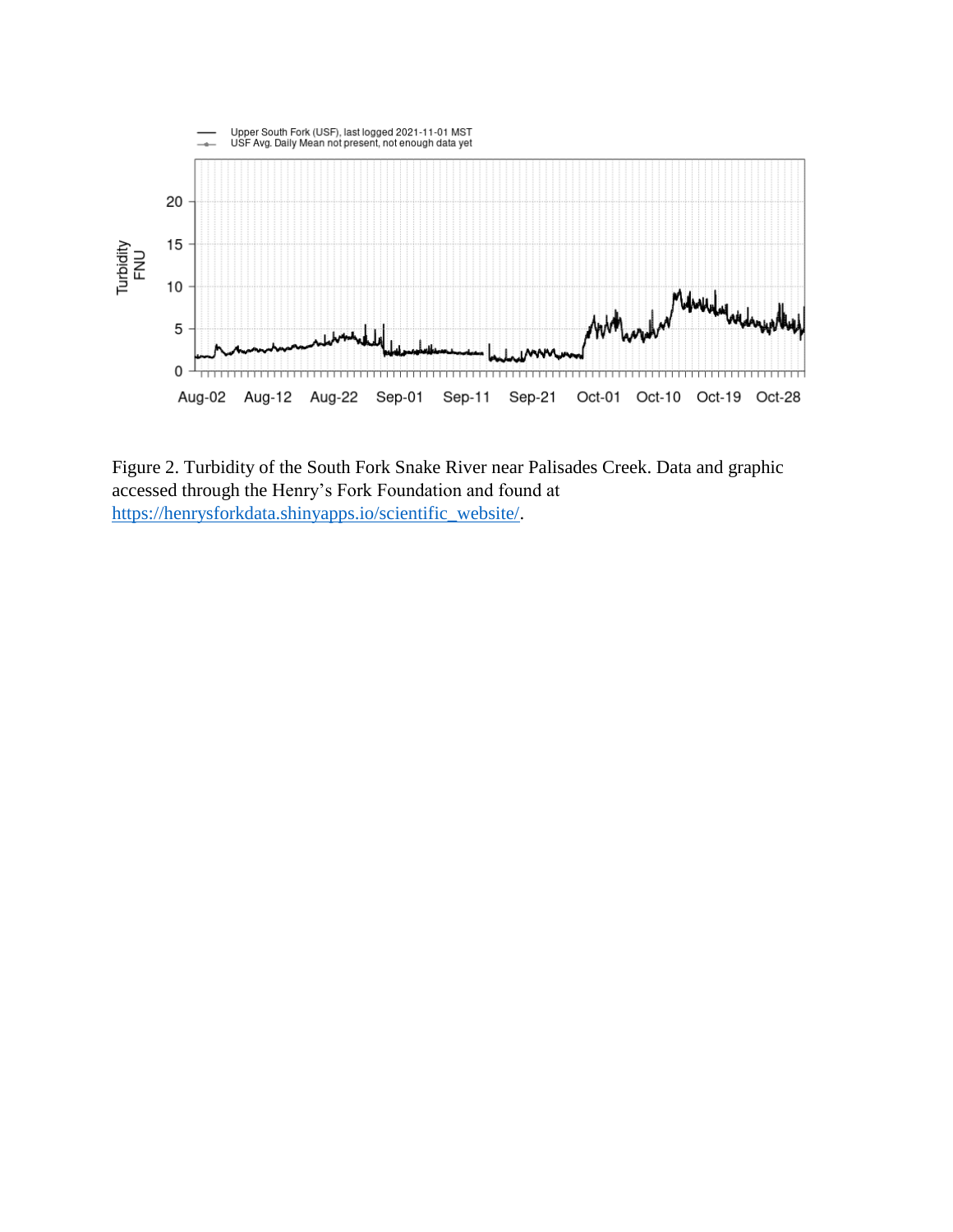Figure 2. Turbidity of the South Fork Snake River near Palisades Creek. Data and graphic accessed through the Henry's Fork Foundation and found at https://henrysforkdata.shinyapps.io/scientific_website/.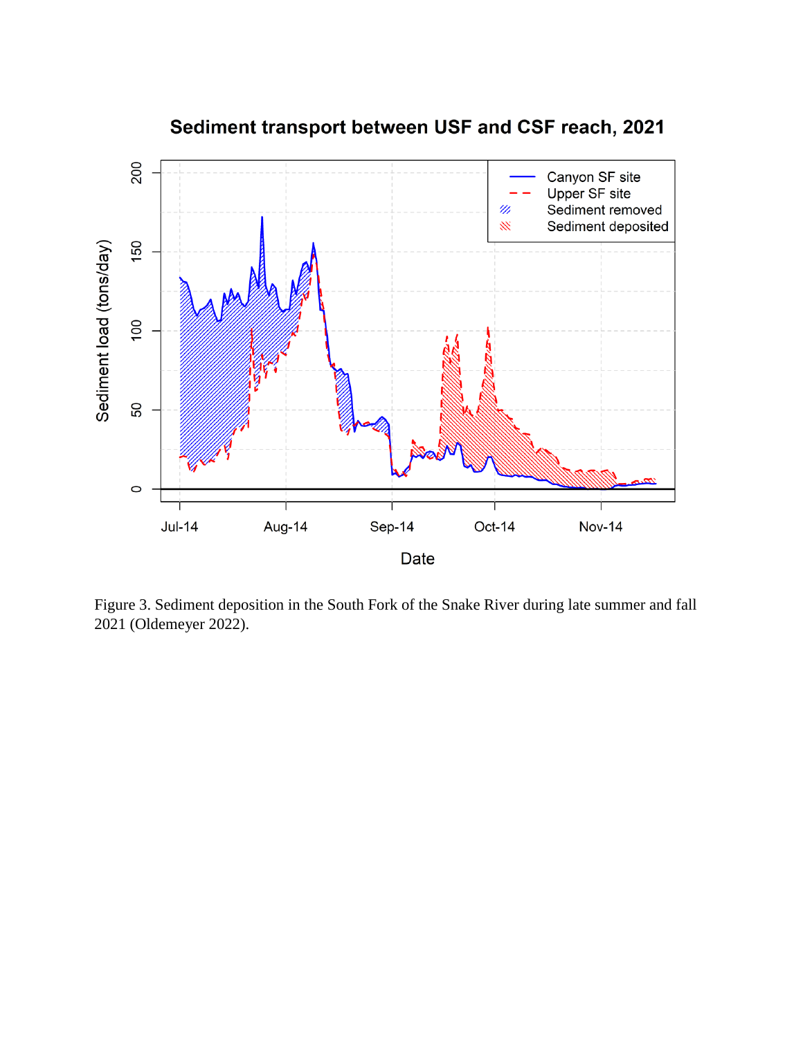Figure 3. Sediment deposition in the South Fork of the Snake River during late summer and fall 2021 (Oldemeyer 2022).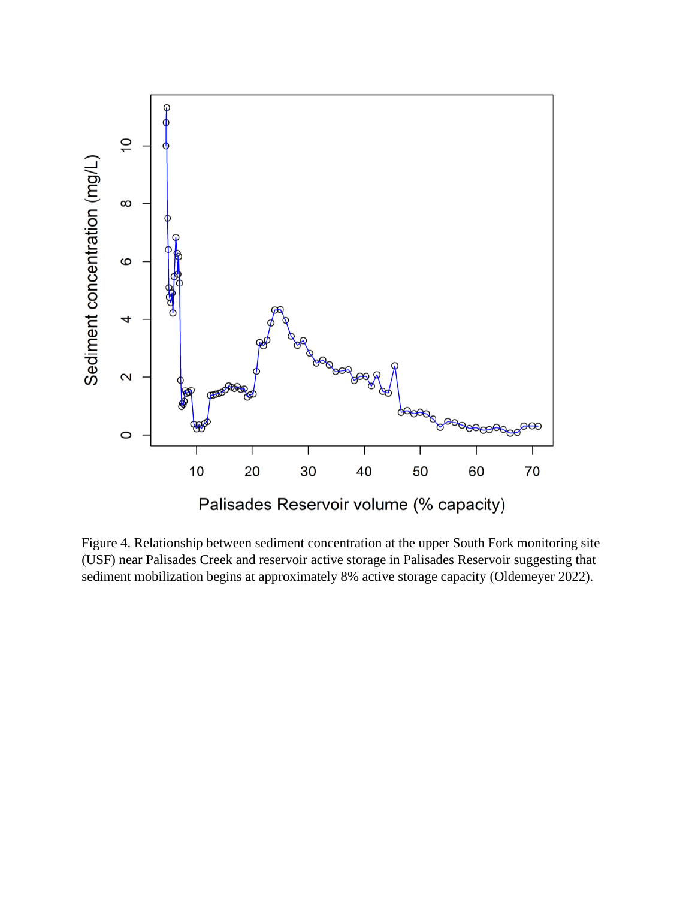Figure 4. Relationship between sediment concentration at the upper South Fork monitoring site (USF) near Palisades Creek and reservoir active storage in Palisades Reservoir suggesting that sediment mobilization begins at approximately 8% active storage capacity (Oldemeyer 2022).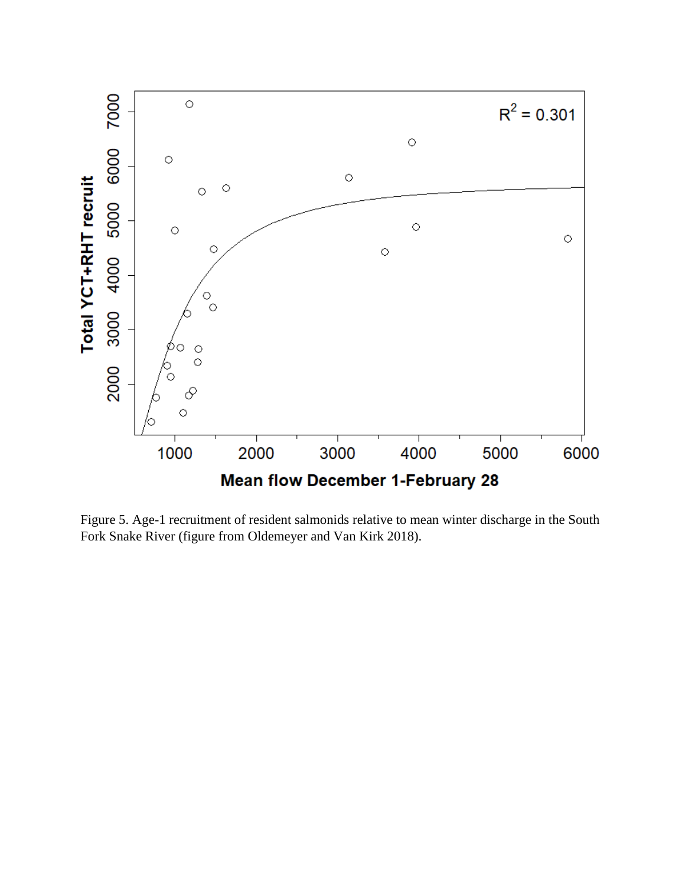Figure 5. Age-1 recruitment of resident salmonids relative to mean winter discharge in the South Fork Snake River (figure from Oldemeyer and Van Kirk 2018).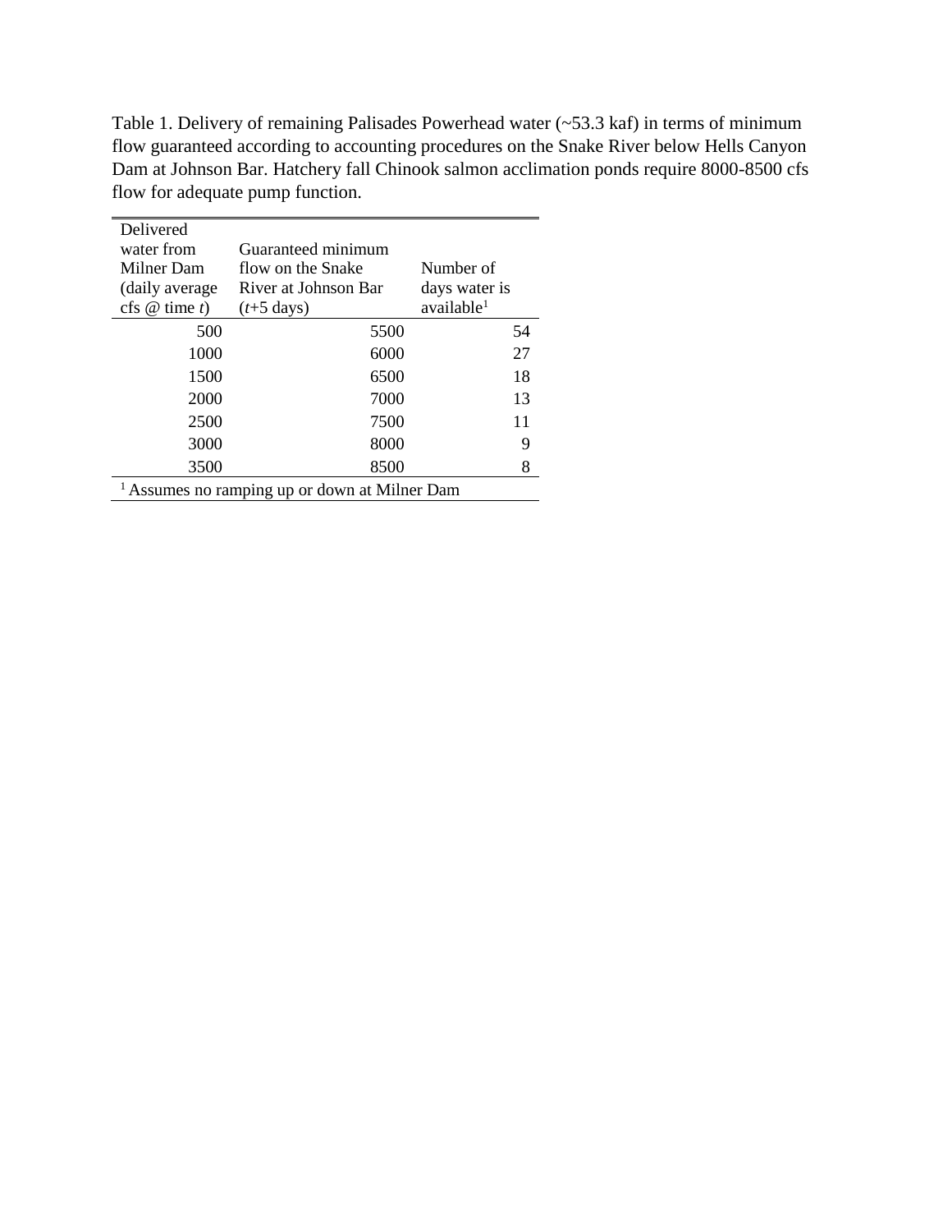Table 1. Delivery of remaining Palisades Powerhead water (~53.3 kaf) in terms of minimum flow guaranteed according to accounting procedures on the Snake River below Hells Canyon Dam at Johnson Bar. Hatchery fall Chinook salmon acclimation ponds require 8000-8500 cfs flow for adequate pump function.

| Delivered water from Milner Dam (daily average cfs @ time *t*) | Guaranteed minimum flow on the Snake River at Johnson Bar (*t*+5 days) | Number of days water is available[1] |
|---|---|---|
| 500 | 5500 | 54 |
| 1000 | 6000 | 27 |
| 1500 | 6500 | 18 |
| 2000 | 7000 | 13 |
| 2500 | 7500 | 11 |
| 3000 | 8000 | 9 |
| 3500 | 8500 | 8 |

[1] Assumes no ramping up or down at Milner Dam